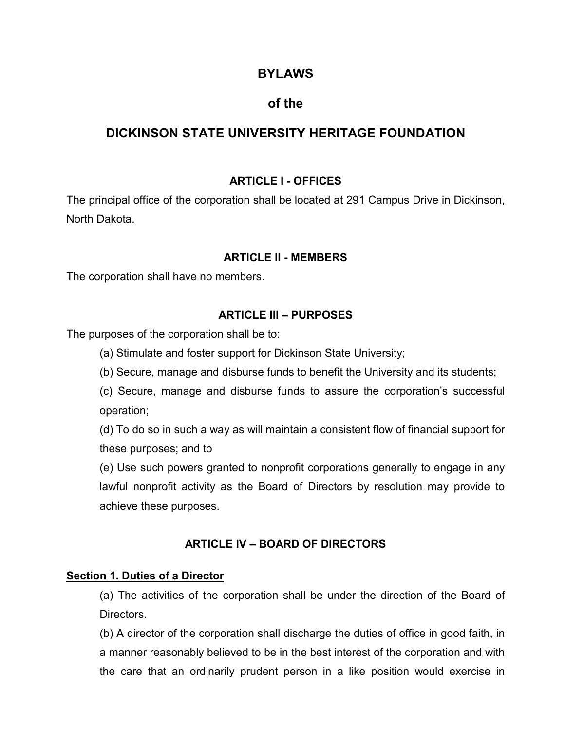# BYLAWS

# of the

# DICKINSON STATE UNIVERSITY HERITAGE FOUNDATION

## ARTICLE I - OFFICES

The principal office of the corporation shall be located at 291 Campus Drive in Dickinson, North Dakota.

## ARTICLE II - MEMBERS

The corporation shall have no members.

## ARTICLE III – PURPOSES

The purposes of the corporation shall be to:

(a) Stimulate and foster support for Dickinson State University;

(b) Secure, manage and disburse funds to benefit the University and its students;

(c) Secure, manage and disburse funds to assure the corporation's successful operation;

(d) To do so in such a way as will maintain a consistent flow of financial support for these purposes; and to

(e) Use such powers granted to nonprofit corporations generally to engage in any lawful nonprofit activity as the Board of Directors by resolution may provide to achieve these purposes.

## ARTICLE IV – BOARD OF DIRECTORS

### Section 1. Duties of a Director

(a) The activities of the corporation shall be under the direction of the Board of Directors.

(b) A director of the corporation shall discharge the duties of office in good faith, in a manner reasonably believed to be in the best interest of the corporation and with the care that an ordinarily prudent person in a like position would exercise in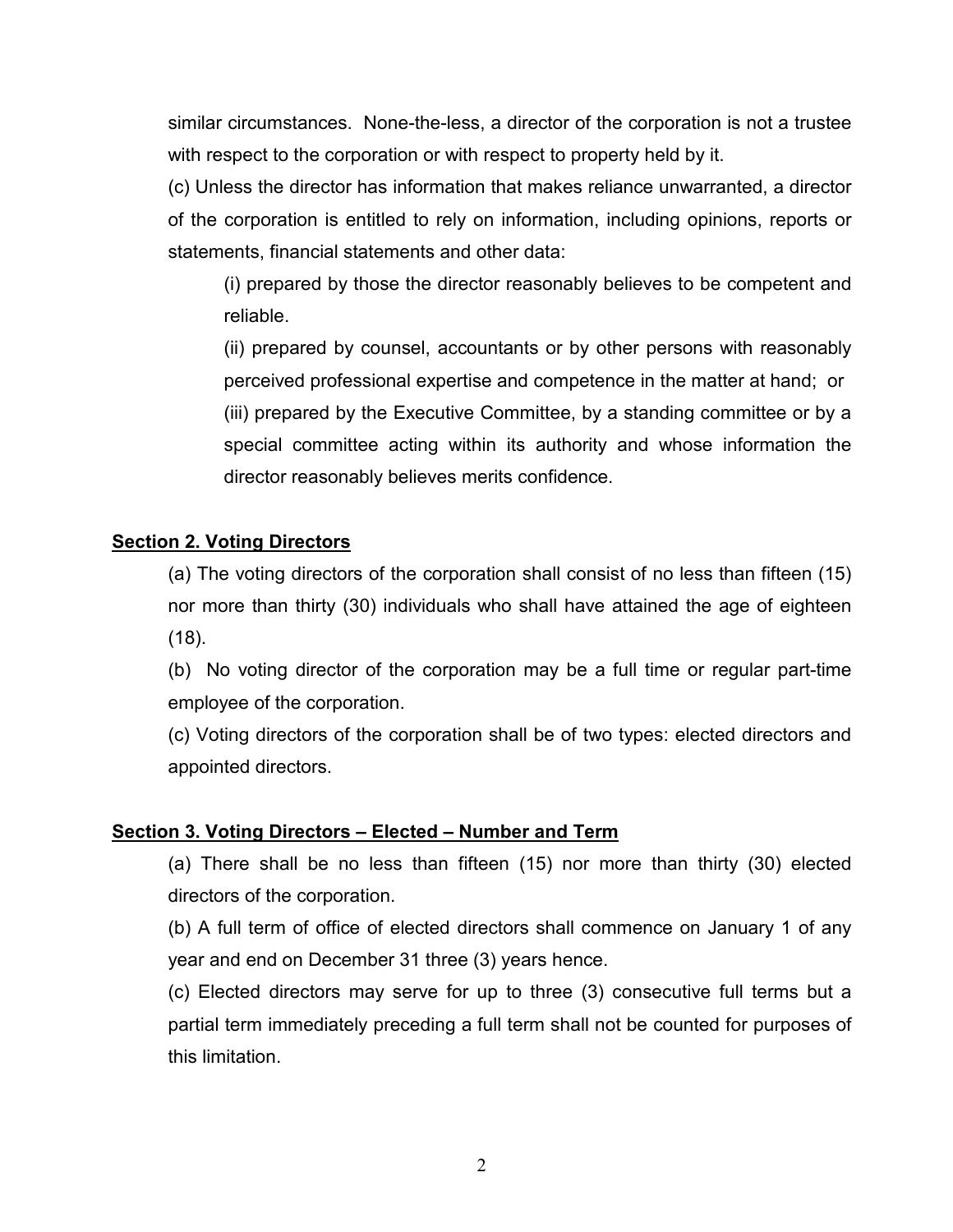similar circumstances. None-the-less, a director of the corporation is not a trustee with respect to the corporation or with respect to property held by it.

(c) Unless the director has information that makes reliance unwarranted, a director of the corporation is entitled to rely on information, including opinions, reports or statements, financial statements and other data:

(i) prepared by those the director reasonably believes to be competent and reliable.

(ii) prepared by counsel, accountants or by other persons with reasonably perceived professional expertise and competence in the matter at hand; or

(iii) prepared by the Executive Committee, by a standing committee or by a special committee acting within its authority and whose information the director reasonably believes merits confidence.

**Section 2. Voting Directors**

(a) The voting directors of the corporation shall consist of no less than fifteen (15) nor more than thirty (30) individuals who shall have attained the age of eighteen (18).

(b) No voting director of the corporation may be a full time or regular part-time employee of the corporation.

(c) Voting directors of the corporation shall be of two types: elected directors and appointed directors.

**Section 3. Voting Directors – Elected – Number and Term**

(a) There shall be no less than fifteen (15) nor more than thirty (30) elected directors of the corporation.

(b) A full term of office of elected directors shall commence on January 1 of any year and end on December 31 three (3) years hence.

(c) Elected directors may serve for up to three (3) consecutive full terms but a partial term immediately preceding a full term shall not be counted for purposes of this limitation.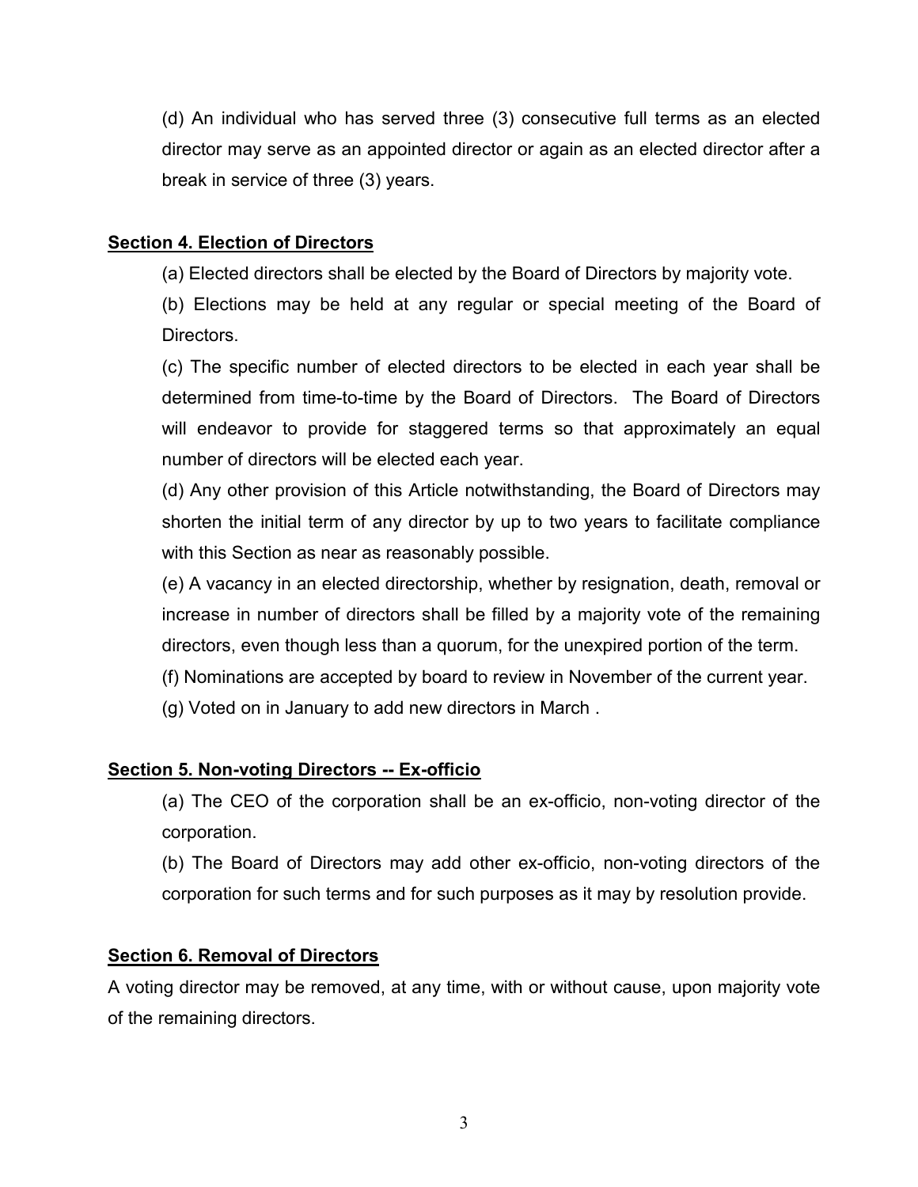(d) An individual who has served three (3) consecutive full terms as an elected director may serve as an appointed director or again as an elected director after a break in service of three (3) years.

**Section 4. Election of Directors**

(a) Elected directors shall be elected by the Board of Directors by majority vote.

(b) Elections may be held at any regular or special meeting of the Board of Directors.

(c) The specific number of elected directors to be elected in each year shall be determined from time-to-time by the Board of Directors. The Board of Directors will endeavor to provide for staggered terms so that approximately an equal number of directors will be elected each year.

(d) Any other provision of this Article notwithstanding, the Board of Directors may shorten the initial term of any director by up to two years to facilitate compliance with this Section as near as reasonably possible.

(e) A vacancy in an elected directorship, whether by resignation, death, removal or increase in number of directors shall be filled by a majority vote of the remaining directors, even though less than a quorum, for the unexpired portion of the term.

(f) Nominations are accepted by board to review in November of the current year.

(g) Voted on in January to add new directors in March .

**Section 5. Non-voting Directors -- Ex-officio**

(a) The CEO of the corporation shall be an ex-officio, non-voting director of the corporation.

(b) The Board of Directors may add other ex-officio, non-voting directors of the corporation for such terms and for such purposes as it may by resolution provide.

**Section 6. Removal of Directors**

A voting director may be removed, at any time, with or without cause, upon majority vote of the remaining directors.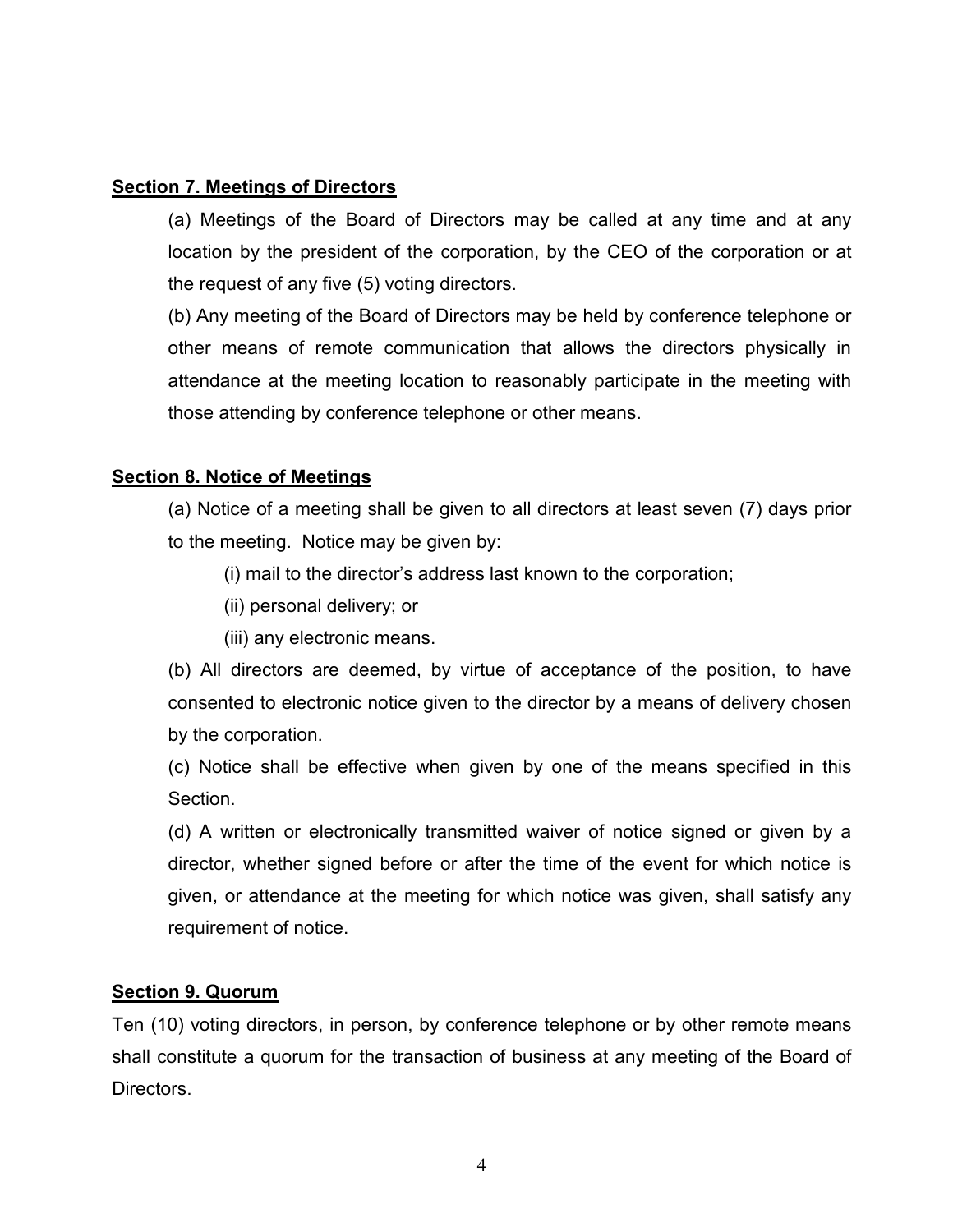**Section 7. Meetings of Directors**

(a) Meetings of the Board of Directors may be called at any time and at any location by the president of the corporation, by the CEO of the corporation or at the request of any five (5) voting directors.

(b) Any meeting of the Board of Directors may be held by conference telephone or other means of remote communication that allows the directors physically in attendance at the meeting location to reasonably participate in the meeting with those attending by conference telephone or other means.

**Section 8. Notice of Meetings**

(a) Notice of a meeting shall be given to all directors at least seven (7) days prior to the meeting. Notice may be given by:

(i) mail to the director's address last known to the corporation;

(ii) personal delivery; or

(iii) any electronic means.

(b) All directors are deemed, by virtue of acceptance of the position, to have consented to electronic notice given to the director by a means of delivery chosen by the corporation.

(c) Notice shall be effective when given by one of the means specified in this Section.

(d) A written or electronically transmitted waiver of notice signed or given by a director, whether signed before or after the time of the event for which notice is given, or attendance at the meeting for which notice was given, shall satisfy any requirement of notice.

**Section 9. Quorum**

Ten (10) voting directors, in person, by conference telephone or by other remote means shall constitute a quorum for the transaction of business at any meeting of the Board of Directors.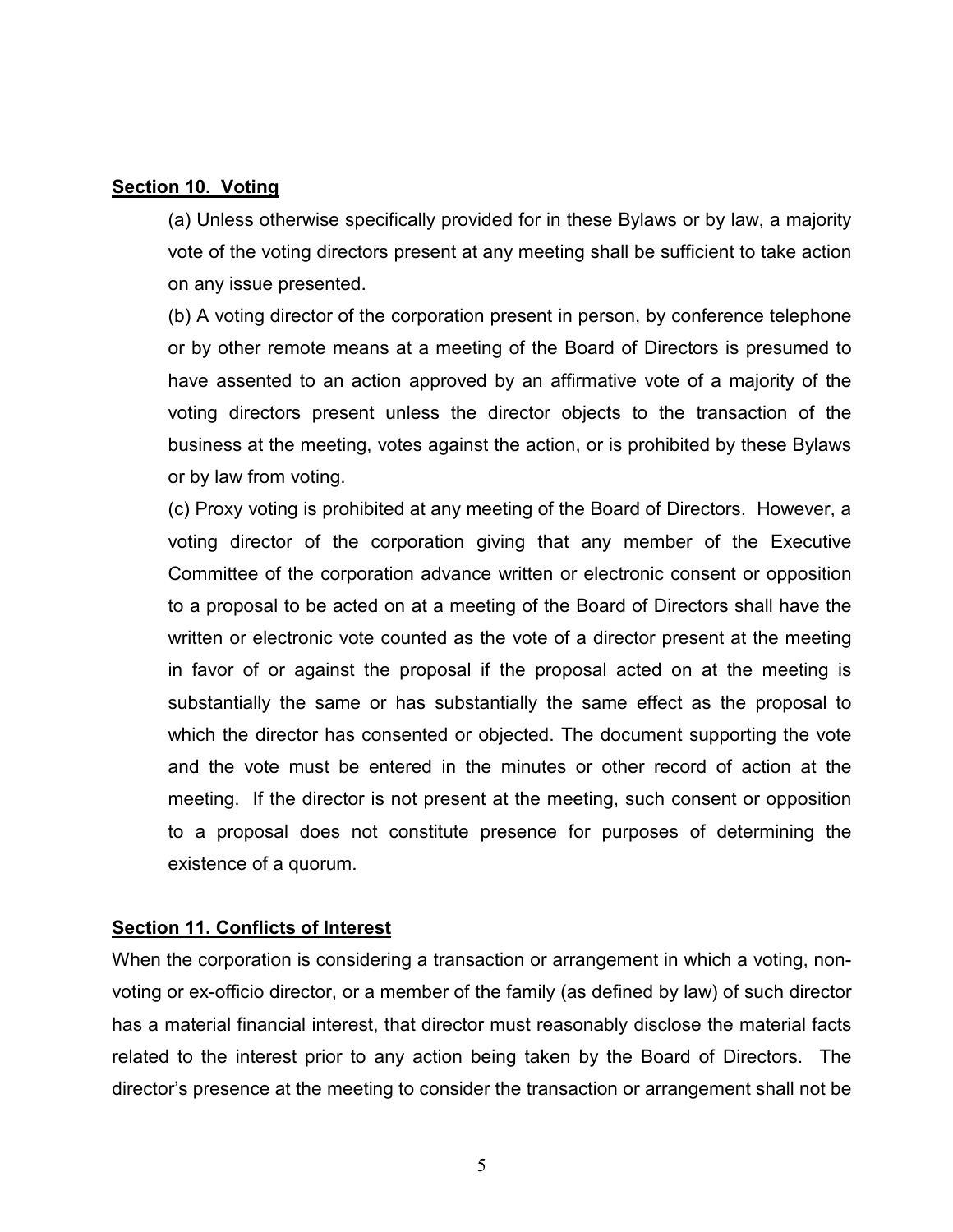**Section 10. Voting**

(a) Unless otherwise specifically provided for in these Bylaws or by law, a majority vote of the voting directors present at any meeting shall be sufficient to take action on any issue presented.

(b) A voting director of the corporation present in person, by conference telephone or by other remote means at a meeting of the Board of Directors is presumed to have assented to an action approved by an affirmative vote of a majority of the voting directors present unless the director objects to the transaction of the business at the meeting, votes against the action, or is prohibited by these Bylaws or by law from voting.

(c) Proxy voting is prohibited at any meeting of the Board of Directors. However, a voting director of the corporation giving that any member of the Executive Committee of the corporation advance written or electronic consent or opposition to a proposal to be acted on at a meeting of the Board of Directors shall have the written or electronic vote counted as the vote of a director present at the meeting in favor of or against the proposal if the proposal acted on at the meeting is substantially the same or has substantially the same effect as the proposal to which the director has consented or objected. The document supporting the vote and the vote must be entered in the minutes or other record of action at the meeting. If the director is not present at the meeting, such consent or opposition to a proposal does not constitute presence for purposes of determining the existence of a quorum.

**Section 11. Conflicts of Interest**

When the corporation is considering a transaction or arrangement in which a voting, non-voting or ex-officio director, or a member of the family (as defined by law) of such director has a material financial interest, that director must reasonably disclose the material facts related to the interest prior to any action being taken by the Board of Directors. The director's presence at the meeting to consider the transaction or arrangement shall not be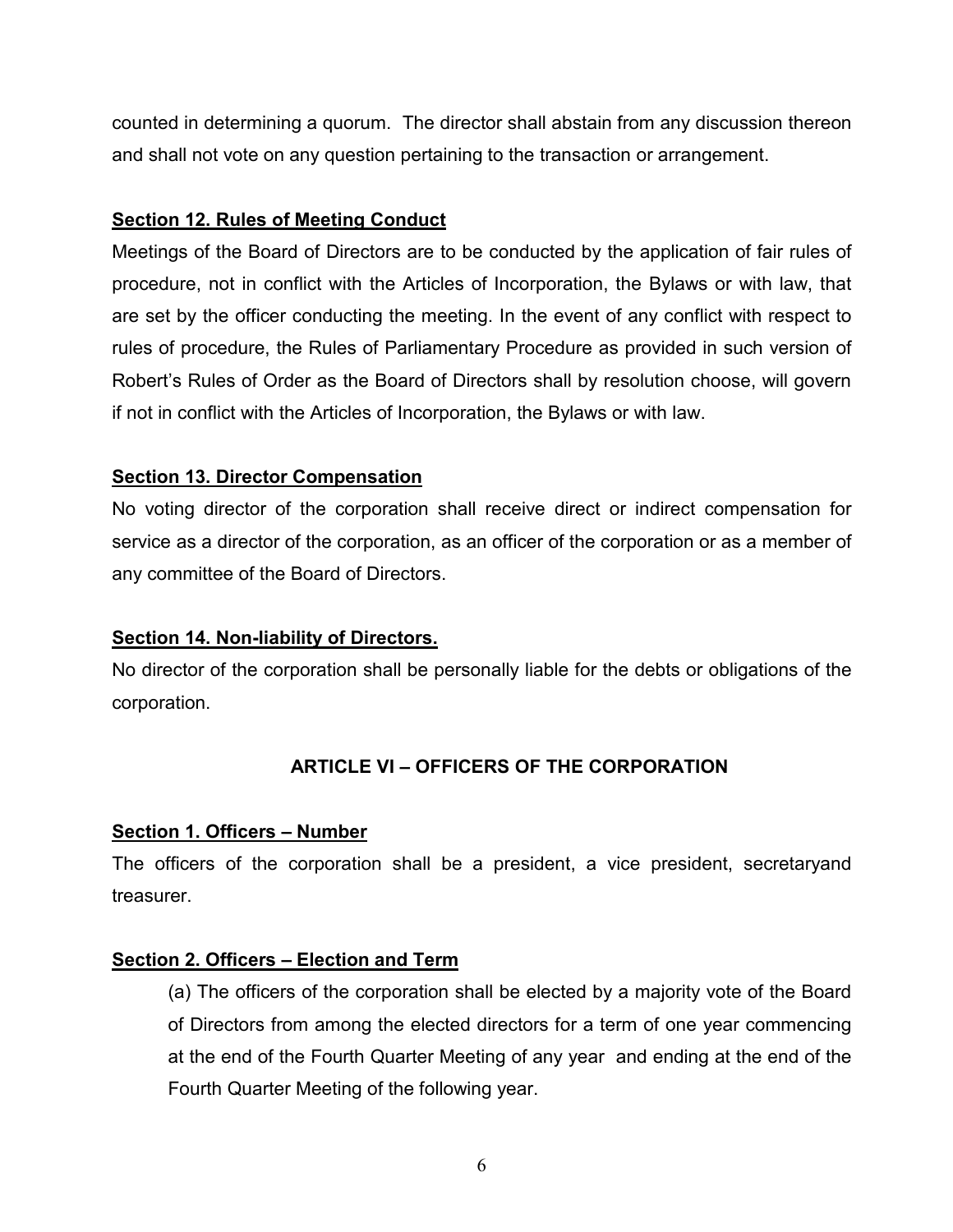counted in determining a quorum. The director shall abstain from any discussion thereon and shall not vote on any question pertaining to the transaction or arrangement.

**Section 12. Rules of Meeting Conduct**

Meetings of the Board of Directors are to be conducted by the application of fair rules of procedure, not in conflict with the Articles of Incorporation, the Bylaws or with law, that are set by the officer conducting the meeting. In the event of any conflict with respect to rules of procedure, the Rules of Parliamentary Procedure as provided in such version of Robert's Rules of Order as the Board of Directors shall by resolution choose, will govern if not in conflict with the Articles of Incorporation, the Bylaws or with law.

**Section 13. Director Compensation**

No voting director of the corporation shall receive direct or indirect compensation for service as a director of the corporation, as an officer of the corporation or as a member of any committee of the Board of Directors.

**Section 14. Non-liability of Directors.**

No director of the corporation shall be personally liable for the debts or obligations of the corporation.

## ARTICLE VI – OFFICERS OF THE CORPORATION

**Section 1. Officers – Number**

The officers of the corporation shall be a president, a vice president, secretaryand treasurer.

**Section 2. Officers – Election and Term**

(a) The officers of the corporation shall be elected by a majority vote of the Board of Directors from among the elected directors for a term of one year commencing at the end of the Fourth Quarter Meeting of any year and ending at the end of the Fourth Quarter Meeting of the following year.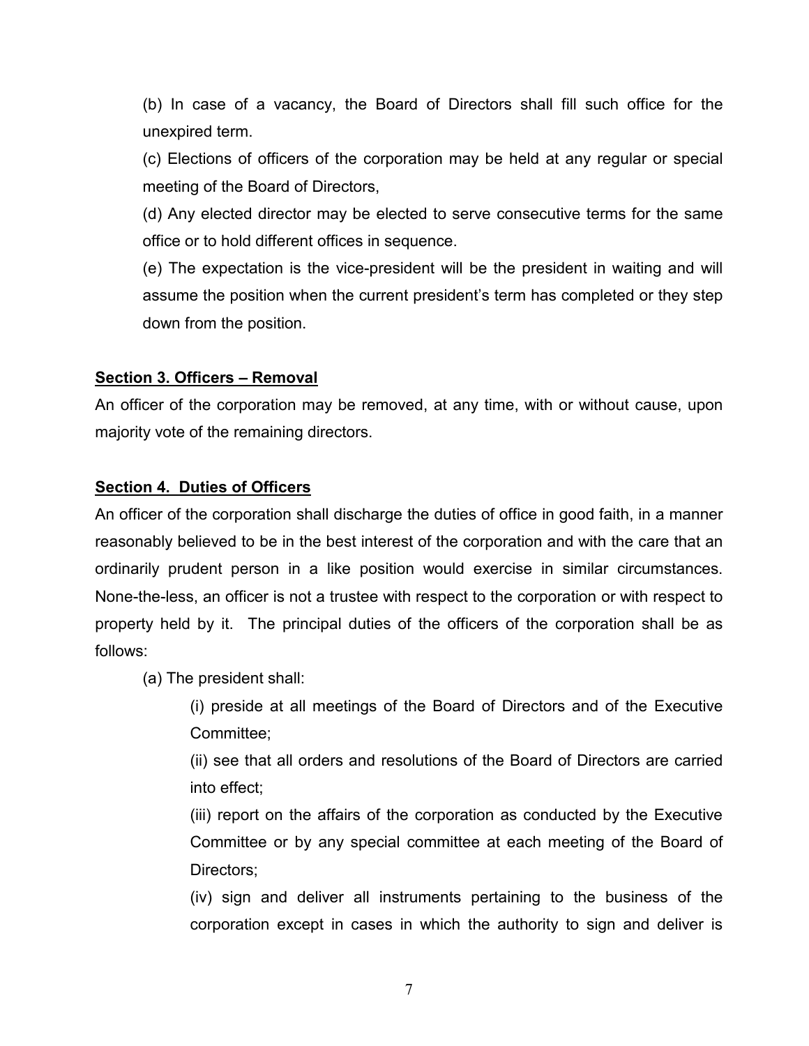(b) In case of a vacancy, the Board of Directors shall fill such office for the unexpired term.

(c) Elections of officers of the corporation may be held at any regular or special meeting of the Board of Directors,

(d) Any elected director may be elected to serve consecutive terms for the same office or to hold different offices in sequence.

(e) The expectation is the vice-president will be the president in waiting and will assume the position when the current president's term has completed or they step down from the position.

**Section 3. Officers – Removal**

An officer of the corporation may be removed, at any time, with or without cause, upon majority vote of the remaining directors.

**Section 4. Duties of Officers**

An officer of the corporation shall discharge the duties of office in good faith, in a manner reasonably believed to be in the best interest of the corporation and with the care that an ordinarily prudent person in a like position would exercise in similar circumstances. None-the-less, an officer is not a trustee with respect to the corporation or with respect to property held by it. The principal duties of the officers of the corporation shall be as follows:

(a) The president shall:

(i) preside at all meetings of the Board of Directors and of the Executive Committee;

(ii) see that all orders and resolutions of the Board of Directors are carried into effect;

(iii) report on the affairs of the corporation as conducted by the Executive Committee or by any special committee at each meeting of the Board of Directors;

(iv) sign and deliver all instruments pertaining to the business of the corporation except in cases in which the authority to sign and deliver is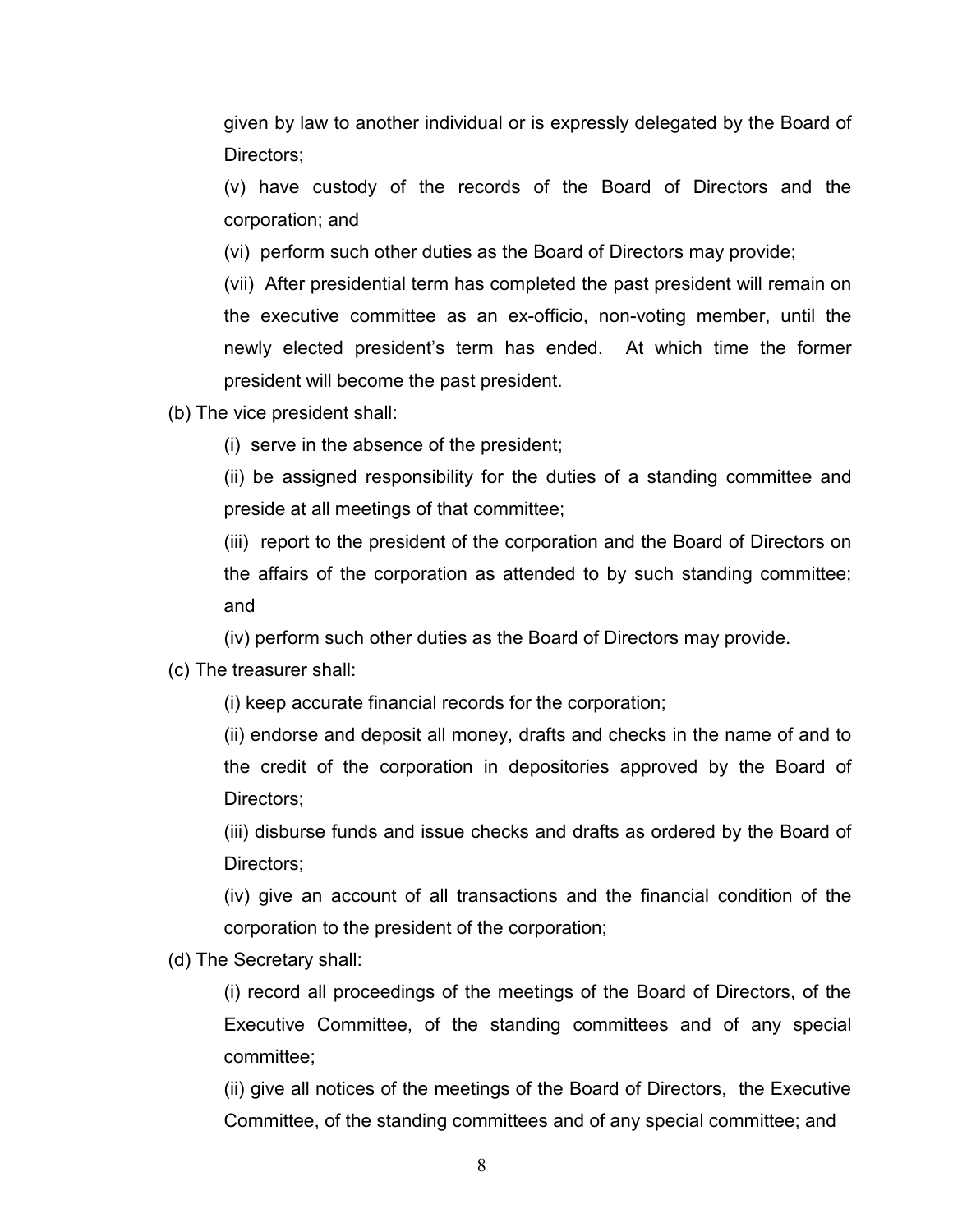given by law to another individual or is expressly delegated by the Board of Directors;

(v) have custody of the records of the Board of Directors and the corporation; and

(vi) perform such other duties as the Board of Directors may provide;

(vii) After presidential term has completed the past president will remain on the executive committee as an ex-officio, non-voting member, until the newly elected president's term has ended. At which time the former president will become the past president.

(b) The vice president shall:

(i) serve in the absence of the president;

(ii) be assigned responsibility for the duties of a standing committee and preside at all meetings of that committee;

(iii) report to the president of the corporation and the Board of Directors on the affairs of the corporation as attended to by such standing committee; and

(iv) perform such other duties as the Board of Directors may provide.

(c) The treasurer shall:

(i) keep accurate financial records for the corporation;

(ii) endorse and deposit all money, drafts and checks in the name of and to the credit of the corporation in depositories approved by the Board of Directors;

(iii) disburse funds and issue checks and drafts as ordered by the Board of Directors;

(iv) give an account of all transactions and the financial condition of the corporation to the president of the corporation;

(d) The Secretary shall:

(i) record all proceedings of the meetings of the Board of Directors, of the Executive Committee, of the standing committees and of any special committee;

(ii) give all notices of the meetings of the Board of Directors, the Executive Committee, of the standing committees and of any special committee; and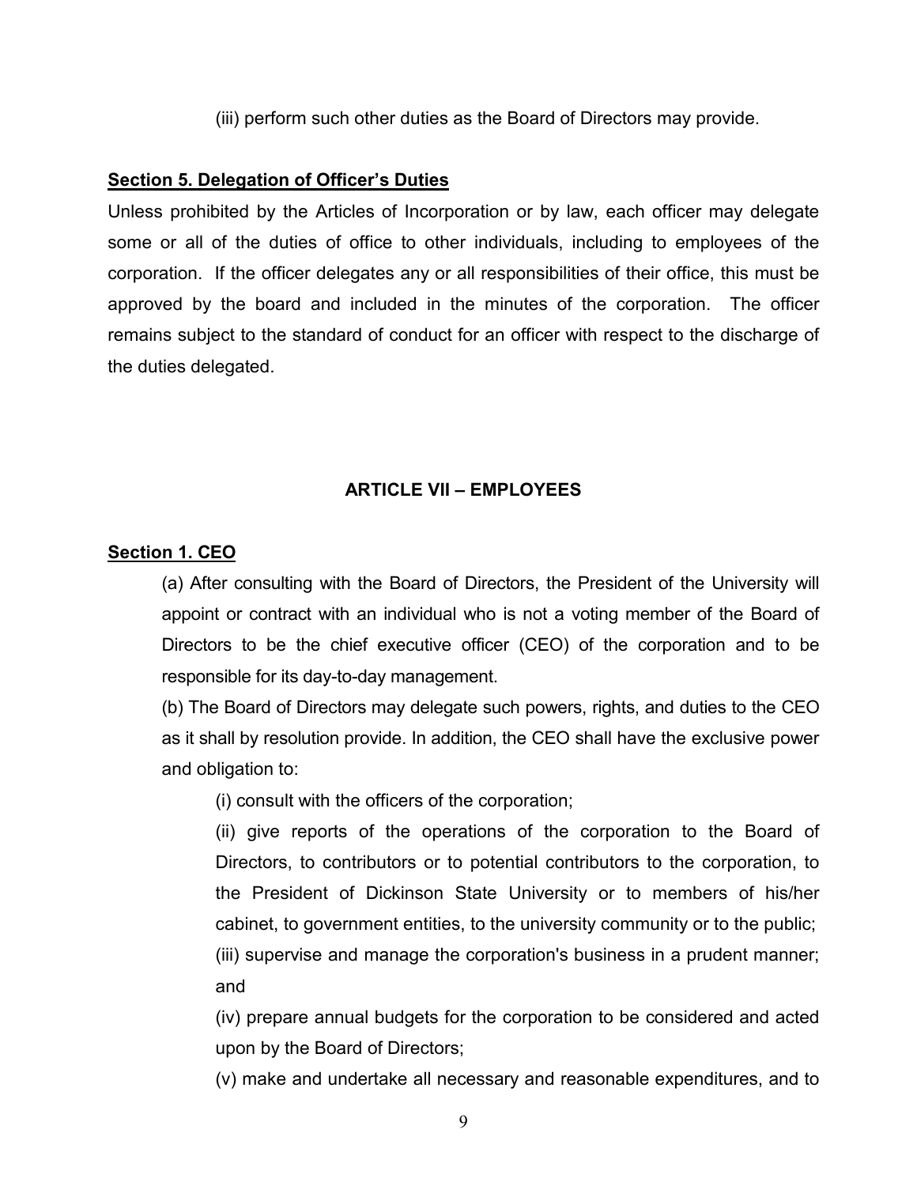(iii) perform such other duties as the Board of Directors may provide.

**Section 5. Delegation of Officer's Duties**

Unless prohibited by the Articles of Incorporation or by law, each officer may delegate some or all of the duties of office to other individuals, including to employees of the corporation. If the officer delegates any or all responsibilities of their office, this must be approved by the board and included in the minutes of the corporation. The officer remains subject to the standard of conduct for an officer with respect to the discharge of the duties delegated.

## ARTICLE VII – EMPLOYEES

**Section 1. CEO**

(a) After consulting with the Board of Directors, the President of the University will appoint or contract with an individual who is not a voting member of the Board of Directors to be the chief executive officer (CEO) of the corporation and to be responsible for its day-to-day management.

(b) The Board of Directors may delegate such powers, rights, and duties to the CEO as it shall by resolution provide. In addition, the CEO shall have the exclusive power and obligation to:

(i) consult with the officers of the corporation;

(ii) give reports of the operations of the corporation to the Board of Directors, to contributors or to potential contributors to the corporation, to the President of Dickinson State University or to members of his/her cabinet, to government entities, to the university community or to the public;

(iii) supervise and manage the corporation's business in a prudent manner; and

(iv) prepare annual budgets for the corporation to be considered and acted upon by the Board of Directors;

(v) make and undertake all necessary and reasonable expenditures, and to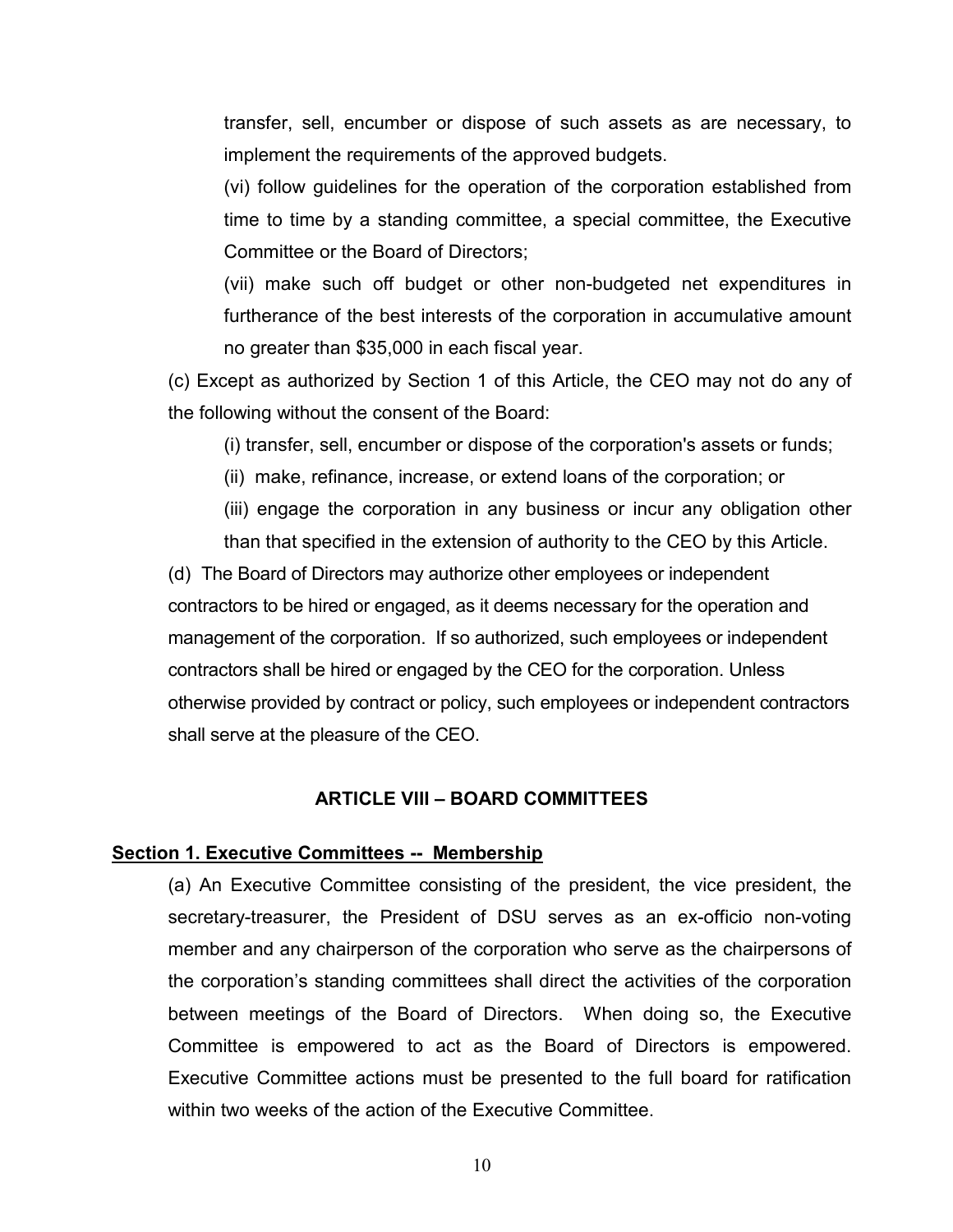transfer, sell, encumber or dispose of such assets as are necessary, to implement the requirements of the approved budgets.

(vi) follow guidelines for the operation of the corporation established from time to time by a standing committee, a special committee, the Executive Committee or the Board of Directors;

(vii) make such off budget or other non-budgeted net expenditures in furtherance of the best interests of the corporation in accumulative amount no greater than $35,000 in each fiscal year.

(c) Except as authorized by Section 1 of this Article, the CEO may not do any of the following without the consent of the Board:

(i) transfer, sell, encumber or dispose of the corporation's assets or funds;

(ii) make, refinance, increase, or extend loans of the corporation; or

(iii) engage the corporation in any business or incur any obligation other than that specified in the extension of authority to the CEO by this Article.

(d) The Board of Directors may authorize other employees or independent contractors to be hired or engaged, as it deems necessary for the operation and management of the corporation. If so authorized, such employees or independent contractors shall be hired or engaged by the CEO for the corporation. Unless otherwise provided by contract or policy, such employees or independent contractors shall serve at the pleasure of the CEO.

## ARTICLE VIII – BOARD COMMITTEES

**Section 1. Executive Committees -- Membership**

(a) An Executive Committee consisting of the president, the vice president, the secretary-treasurer, the President of DSU serves as an ex-officio non-voting member and any chairperson of the corporation who serve as the chairpersons of the corporation's standing committees shall direct the activities of the corporation between meetings of the Board of Directors. When doing so, the Executive Committee is empowered to act as the Board of Directors is empowered. Executive Committee actions must be presented to the full board for ratification within two weeks of the action of the Executive Committee.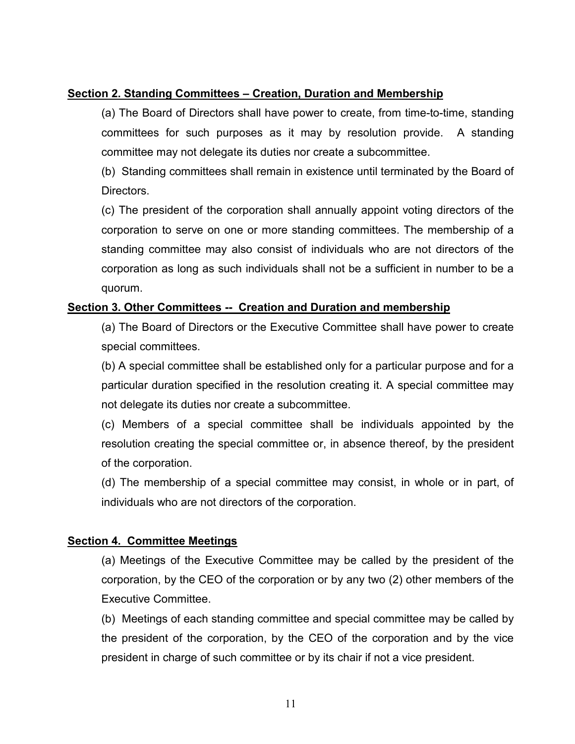**Section 2. Standing Committees – Creation, Duration and Membership**

(a) The Board of Directors shall have power to create, from time-to-time, standing committees for such purposes as it may by resolution provide. A standing committee may not delegate its duties nor create a subcommittee.

(b) Standing committees shall remain in existence until terminated by the Board of Directors.

(c) The president of the corporation shall annually appoint voting directors of the corporation to serve on one or more standing committees. The membership of a standing committee may also consist of individuals who are not directors of the corporation as long as such individuals shall not be a sufficient in number to be a quorum.

**Section 3. Other Committees -- Creation and Duration and membership**

(a) The Board of Directors or the Executive Committee shall have power to create special committees.

(b) A special committee shall be established only for a particular purpose and for a particular duration specified in the resolution creating it. A special committee may not delegate its duties nor create a subcommittee.

(c) Members of a special committee shall be individuals appointed by the resolution creating the special committee or, in absence thereof, by the president of the corporation.

(d) The membership of a special committee may consist, in whole or in part, of individuals who are not directors of the corporation.

**Section 4. Committee Meetings**

(a) Meetings of the Executive Committee may be called by the president of the corporation, by the CEO of the corporation or by any two (2) other members of the Executive Committee.

(b) Meetings of each standing committee and special committee may be called by the president of the corporation, by the CEO of the corporation and by the vice president in charge of such committee or by its chair if not a vice president.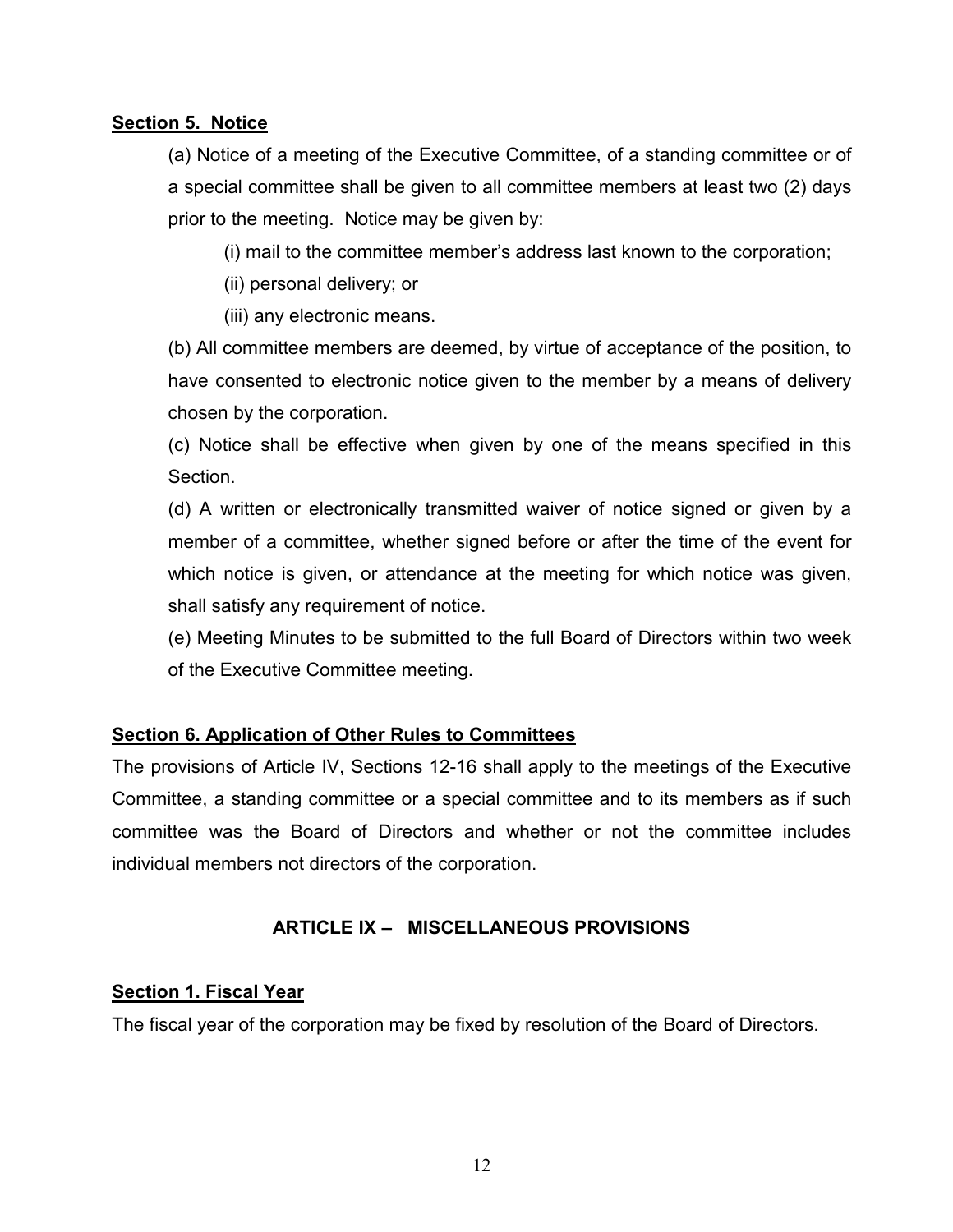**Section 5. Notice**

(a) Notice of a meeting of the Executive Committee, of a standing committee or of a special committee shall be given to all committee members at least two (2) days prior to the meeting. Notice may be given by:

(i) mail to the committee member's address last known to the corporation;

(ii) personal delivery; or

(iii) any electronic means.

(b) All committee members are deemed, by virtue of acceptance of the position, to have consented to electronic notice given to the member by a means of delivery chosen by the corporation.

(c) Notice shall be effective when given by one of the means specified in this Section.

(d) A written or electronically transmitted waiver of notice signed or given by a member of a committee, whether signed before or after the time of the event for which notice is given, or attendance at the meeting for which notice was given, shall satisfy any requirement of notice.

(e) Meeting Minutes to be submitted to the full Board of Directors within two week of the Executive Committee meeting.

**Section 6. Application of Other Rules to Committees**

The provisions of Article IV, Sections 12-16 shall apply to the meetings of the Executive Committee, a standing committee or a special committee and to its members as if such committee was the Board of Directors and whether or not the committee includes individual members not directors of the corporation.

## ARTICLE IX – MISCELLANEOUS PROVISIONS

**Section 1. Fiscal Year**

The fiscal year of the corporation may be fixed by resolution of the Board of Directors.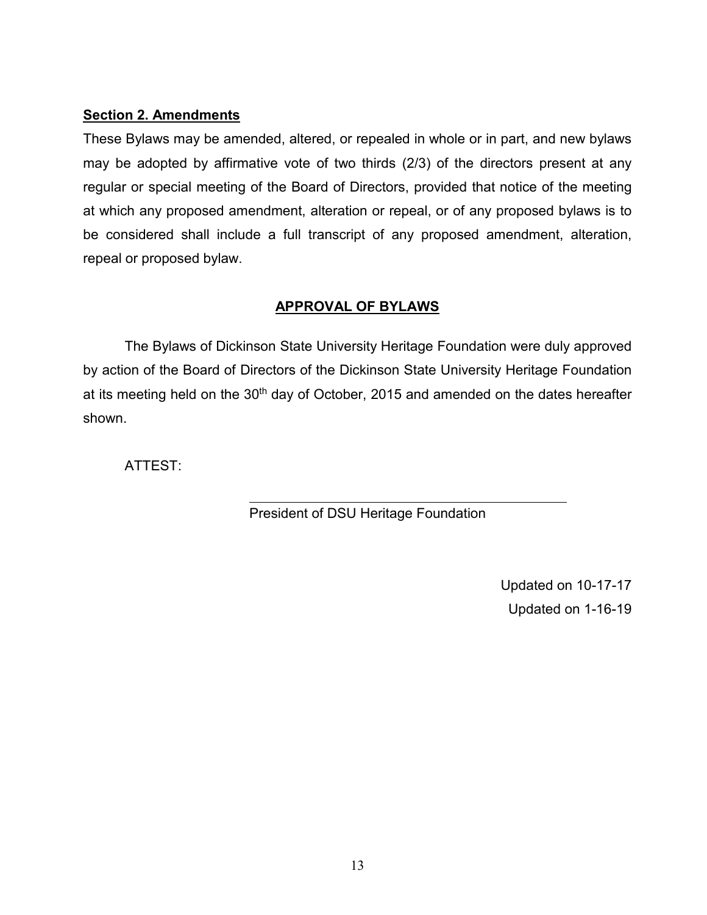**Section 2. Amendments**

These Bylaws may be amended, altered, or repealed in whole or in part, and new bylaws may be adopted by affirmative vote of two thirds (2/3) of the directors present at any regular or special meeting of the Board of Directors, provided that notice of the meeting at which any proposed amendment, alteration or repeal, or of any proposed bylaws is to be considered shall include a full transcript of any proposed amendment, alteration, repeal or proposed bylaw.

## APPROVAL OF BYLAWS

The Bylaws of Dickinson State University Heritage Foundation were duly approved by action of the Board of Directors of the Dickinson State University Heritage Foundation at its meeting held on the 30th day of October, 2015 and amended on the dates hereafter shown.

ATTEST:

\_\_\_\_\_\_\_\_\_\_\_\_\_\_\_\_\_\_\_\_\_\_\_\_\_\_\_\_\_\_\_\_\_\_\_\_\_\_\_\_

President of DSU Heritage Foundation

Updated on 10-17-17

Updated on 1-16-19